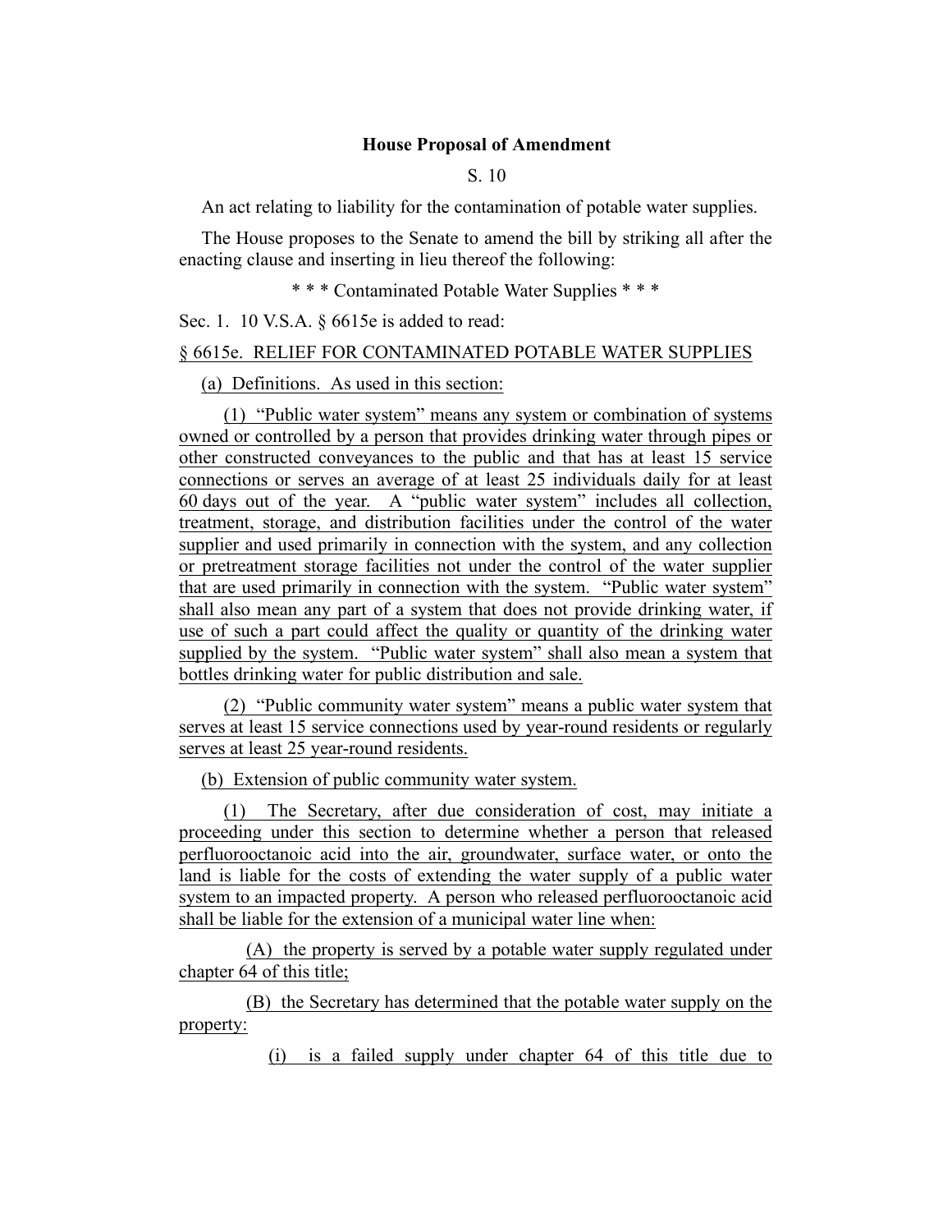**House Proposal of Amendment**

S. 10

An act relating to liability for the contamination of potable water supplies.

The House proposes to the Senate to amend the bill by striking all after the enacting clause and inserting in lieu thereof the following:

\* \* \* Contaminated Potable Water Supplies \* \* \*

Sec. 1. 10 V.S.A. § 6615e is added to read:

§ 6615e. RELIEF FOR CONTAMINATED POTABLE WATER SUPPLIES

(a) Definitions. As used in this section:

(1) "Public water system" means any system or combination of systems owned or controlled by a person that provides drinking water through pipes or other constructed conveyances to the public and that has at least 15 service connections or serves an average of at least 25 individuals daily for at least 60 days out of the year. A "public water system" includes all collection, treatment, storage, and distribution facilities under the control of the water supplier and used primarily in connection with the system, and any collection or pretreatment storage facilities not under the control of the water supplier that are used primarily in connection with the system. "Public water system" shall also mean any part of a system that does not provide drinking water, if use of such a part could affect the quality or quantity of the drinking water supplied by the system. "Public water system" shall also mean a system that bottles drinking water for public distribution and sale.

(2) "Public community water system" means a public water system that serves at least 15 service connections used by year-round residents or regularly serves at least 25 year-round residents.

(b) Extension of public community water system.

(1) The Secretary, after due consideration of cost, may initiate a proceeding under this section to determine whether a person that released perfluorooctanoic acid into the air, groundwater, surface water, or onto the land is liable for the costs of extending the water supply of a public water system to an impacted property. A person who released perfluorooctanoic acid shall be liable for the extension of a municipal water line when:

(A) the property is served by a potable water supply regulated under chapter 64 of this title;

(B) the Secretary has determined that the potable water supply on the property:

(i) is a failed supply under chapter 64 of this title due to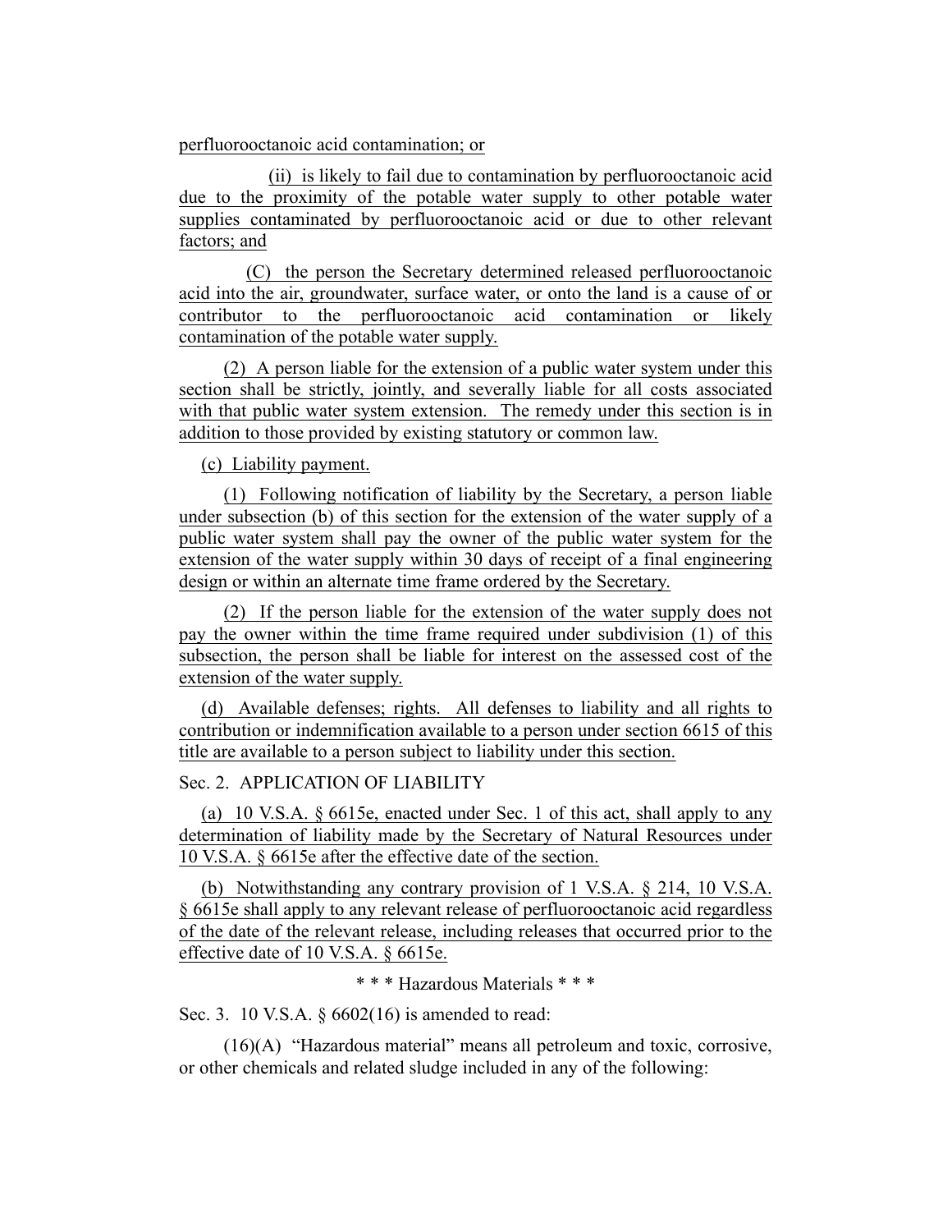perfluorooctanoic acid contamination; or

(ii) is likely to fail due to contamination by perfluorooctanoic acid due to the proximity of the potable water supply to other potable water supplies contaminated by perfluorooctanoic acid or due to other relevant factors; and

(C) the person the Secretary determined released perfluorooctanoic acid into the air, groundwater, surface water, or onto the land is a cause of or contributor to the perfluorooctanoic acid contamination or likely contamination of the potable water supply.

(2) A person liable for the extension of a public water system under this section shall be strictly, jointly, and severally liable for all costs associated with that public water system extension. The remedy under this section is in addition to those provided by existing statutory or common law.

(c) Liability payment.

(1) Following notification of liability by the Secretary, a person liable under subsection (b) of this section for the extension of the water supply of a public water system shall pay the owner of the public water system for the extension of the water supply within 30 days of receipt of a final engineering design or within an alternate time frame ordered by the Secretary.

(2) If the person liable for the extension of the water supply does not pay the owner within the time frame required under subdivision (1) of this subsection, the person shall be liable for interest on the assessed cost of the extension of the water supply.

(d) Available defenses; rights. All defenses to liability and all rights to contribution or indemnification available to a person under section 6615 of this title are available to a person subject to liability under this section.

Sec. 2. APPLICATION OF LIABILITY

(a) 10 V.S.A. § 6615e, enacted under Sec. 1 of this act, shall apply to any determination of liability made by the Secretary of Natural Resources under 10 V.S.A. § 6615e after the effective date of the section.

(b) Notwithstanding any contrary provision of 1 V.S.A. § 214, 10 V.S.A. § 6615e shall apply to any relevant release of perfluorooctanoic acid regardless of the date of the relevant release, including releases that occurred prior to the effective date of 10 V.S.A. § 6615e.

\* \* \* Hazardous Materials \* \* \*

Sec. 3. 10 V.S.A. § 6602(16) is amended to read:

(16)(A) "Hazardous material" means all petroleum and toxic, corrosive, or other chemicals and related sludge included in any of the following: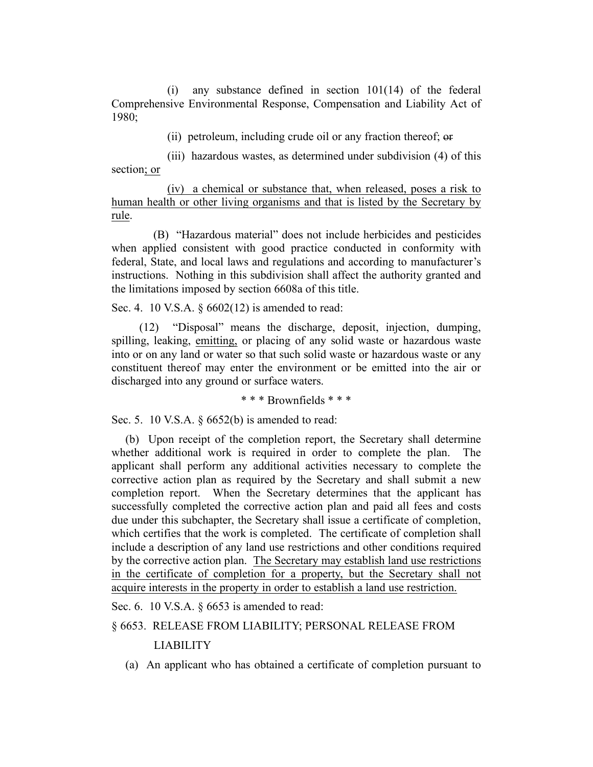(i) any substance defined in section 101(14) of the federal Comprehensive Environmental Response, Compensation and Liability Act of 1980;

(ii) petroleum, including crude oil or any fraction thereof; ~~or~~

(iii) hazardous wastes, as determined under subdivision (4) of this section<u>; or</u>

<u>(iv) a chemical or substance that, when released, poses a risk to human health or other living organisms and that is listed by the Secretary by rule</u>.

(B) "Hazardous material" does not include herbicides and pesticides when applied consistent with good practice conducted in conformity with federal, State, and local laws and regulations and according to manufacturer's instructions. Nothing in this subdivision shall affect the authority granted and the limitations imposed by section 6608a of this title.

Sec. 4. 10 V.S.A. § 6602(12) is amended to read:

(12) "Disposal" means the discharge, deposit, injection, dumping, spilling, leaking, <u>emitting,</u> or placing of any solid waste or hazardous waste into or on any land or water so that such solid waste or hazardous waste or any constituent thereof may enter the environment or be emitted into the air or discharged into any ground or surface waters.

\* \* \* Brownfields \* \* \*

Sec. 5. 10 V.S.A. § 6652(b) is amended to read:

(b) Upon receipt of the completion report, the Secretary shall determine whether additional work is required in order to complete the plan. The applicant shall perform any additional activities necessary to complete the corrective action plan as required by the Secretary and shall submit a new completion report. When the Secretary determines that the applicant has successfully completed the corrective action plan and paid all fees and costs due under this subchapter, the Secretary shall issue a certificate of completion, which certifies that the work is completed. The certificate of completion shall include a description of any land use restrictions and other conditions required by the corrective action plan. <u>The Secretary may establish land use restrictions in the certificate of completion for a property, but the Secretary shall not acquire interests in the property in order to establish a land use restriction.</u>

Sec. 6. 10 V.S.A. § 6653 is amended to read:

§ 6653. RELEASE FROM LIABILITY; PERSONAL RELEASE FROM LIABILITY

(a) An applicant who has obtained a certificate of completion pursuant to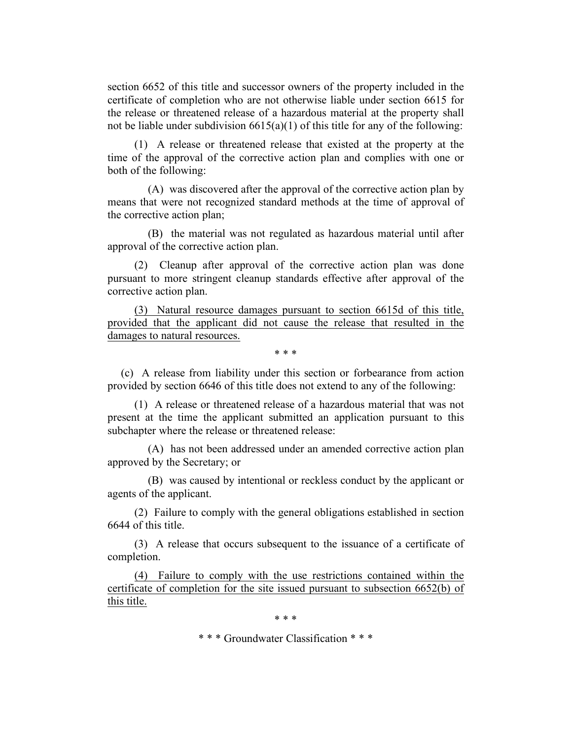section 6652 of this title and successor owners of the property included in the certificate of completion who are not otherwise liable under section 6615 for the release or threatened release of a hazardous material at the property shall not be liable under subdivision 6615(a)(1) of this title for any of the following:

(1) A release or threatened release that existed at the property at the time of the approval of the corrective action plan and complies with one or both of the following:

(A) was discovered after the approval of the corrective action plan by means that were not recognized standard methods at the time of approval of the corrective action plan;

(B) the material was not regulated as hazardous material until after approval of the corrective action plan.

(2) Cleanup after approval of the corrective action plan was done pursuant to more stringent cleanup standards effective after approval of the corrective action plan.

<u>(3) Natural resource damages pursuant to section 6615d of this title, provided that the applicant did not cause the release that resulted in the damages to natural resources.</u>

\* \* \*

(c) A release from liability under this section or forbearance from action provided by section 6646 of this title does not extend to any of the following:

(1) A release or threatened release of a hazardous material that was not present at the time the applicant submitted an application pursuant to this subchapter where the release or threatened release:

(A) has not been addressed under an amended corrective action plan approved by the Secretary; or

(B) was caused by intentional or reckless conduct by the applicant or agents of the applicant.

(2) Failure to comply with the general obligations established in section 6644 of this title.

(3) A release that occurs subsequent to the issuance of a certificate of completion.

<u>(4) Failure to comply with the use restrictions contained within the certificate of completion for the site issued pursuant to subsection 6652(b) of this title.</u>

\* \* \*

\* \* \* Groundwater Classification \* \* \*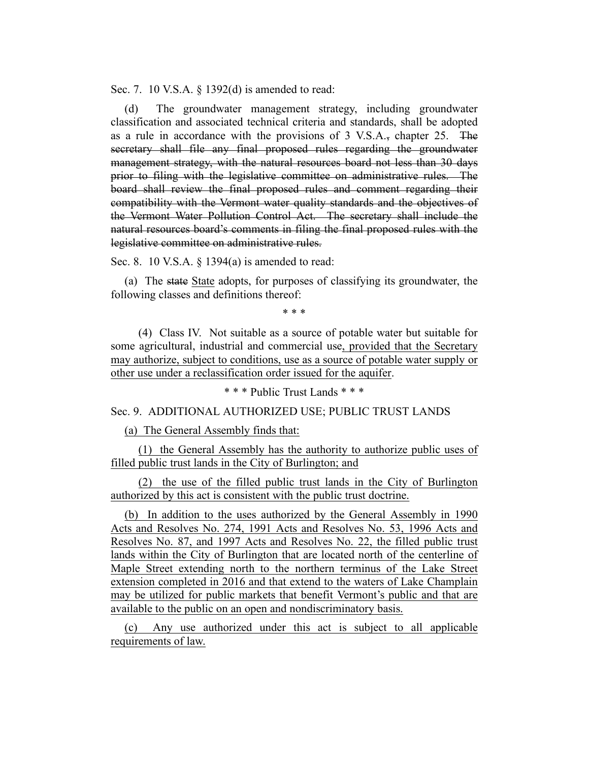Sec. 7. 10 V.S.A. § 1392(d) is amended to read:

(d) The groundwater management strategy, including groundwater classification and associated technical criteria and standards, shall be adopted as a rule in accordance with the provisions of 3 V.S.A.~~,~~ chapter 25. ~~The secretary shall file any final proposed rules regarding the groundwater management strategy, with the natural resources board not less than 30 days prior to filing with the legislative committee on administrative rules. The board shall review the final proposed rules and comment regarding their compatibility with the Vermont water quality standards and the objectives of the Vermont Water Pollution Control Act. The secretary shall include the natural resources board's comments in filing the final proposed rules with the legislative committee on administrative rules.~~

Sec. 8. 10 V.S.A. § 1394(a) is amended to read:

(a) The ~~state~~ <u>State</u> adopts, for purposes of classifying its groundwater, the following classes and definitions thereof:

\* \* \*

(4) Class IV. Not suitable as a source of potable water but suitable for some agricultural, industrial and commercial use<u>, provided that the Secretary may authorize, subject to conditions, use as a source of potable water supply or other use under a reclassification order issued for the aquifer</u>.

\* \* \* Public Trust Lands \* \* \*

Sec. 9. ADDITIONAL AUTHORIZED USE; PUBLIC TRUST LANDS

<u>(a) The General Assembly finds that:</u>

<u>(1) the General Assembly has the authority to authorize public uses of filled public trust lands in the City of Burlington; and</u>

<u>(2) the use of the filled public trust lands in the City of Burlington authorized by this act is consistent with the public trust doctrine.</u>

<u>(b) In addition to the uses authorized by the General Assembly in 1990 Acts and Resolves No. 274, 1991 Acts and Resolves No. 53, 1996 Acts and Resolves No. 87, and 1997 Acts and Resolves No. 22, the filled public trust lands within the City of Burlington that are located north of the centerline of Maple Street extending north to the northern terminus of the Lake Street extension completed in 2016 and that extend to the waters of Lake Champlain may be utilized for public markets that benefit Vermont's public and that are available to the public on an open and nondiscriminatory basis.</u>

<u>(c) Any use authorized under this act is subject to all applicable requirements of law.</u>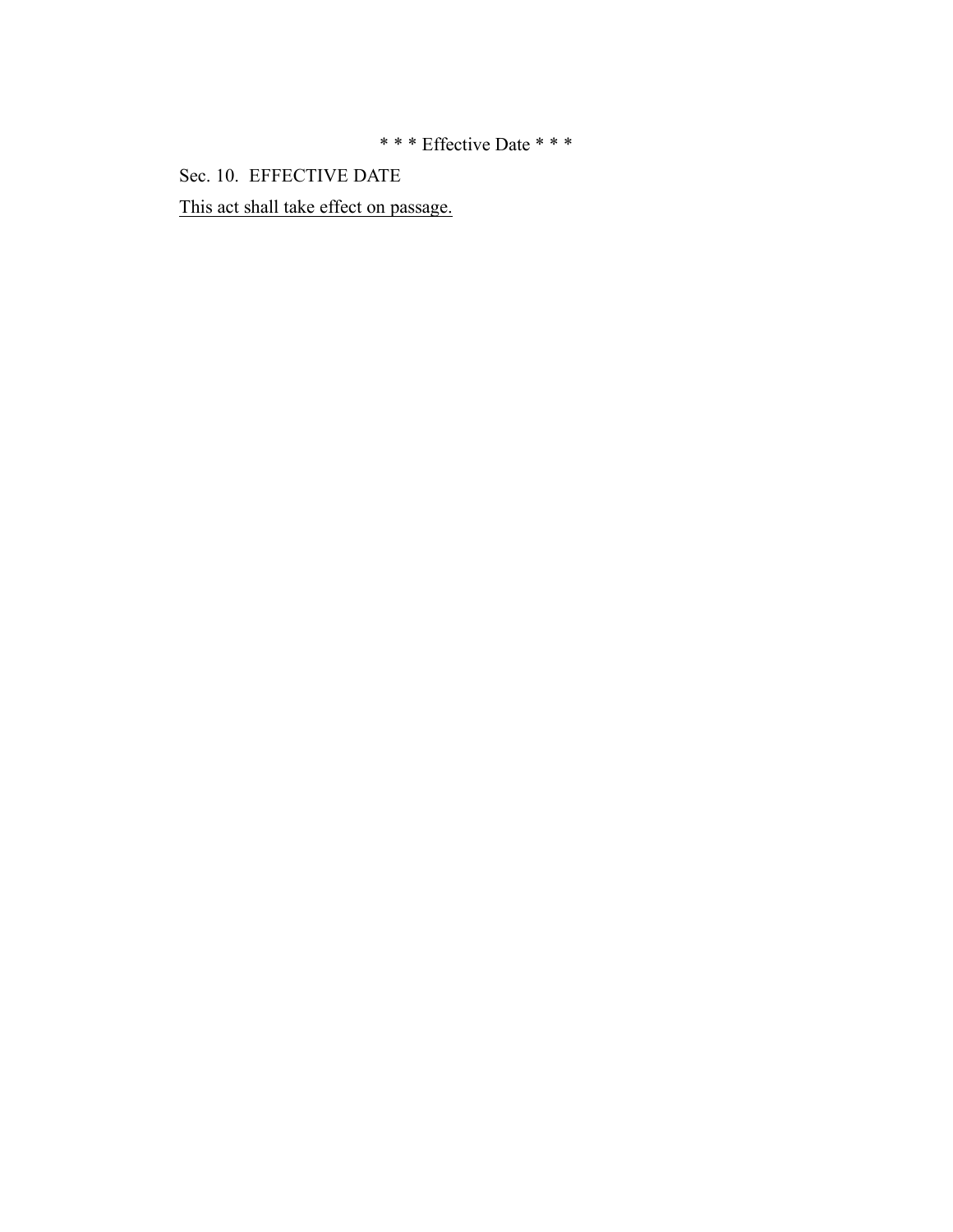\* \* \* Effective Date \* \* \*

Sec. 10. EFFECTIVE DATE

<u>This act shall take effect on passage.</u>